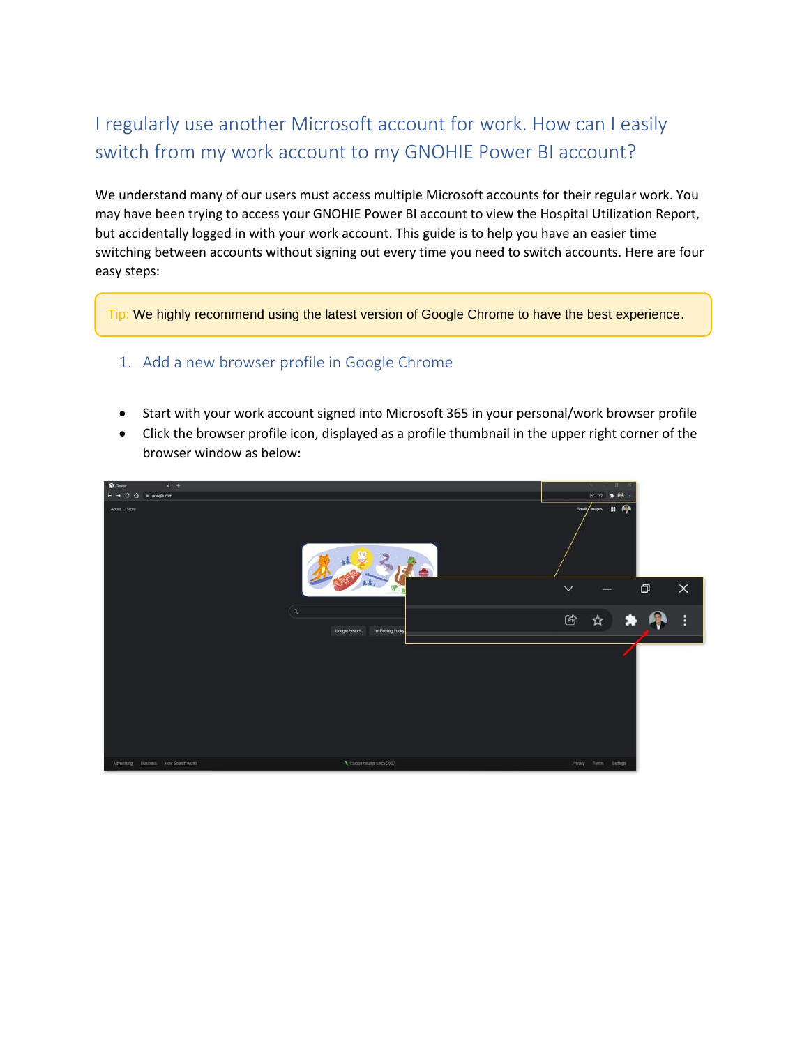## I regularly use another Microsoft account for work. How can I easily switch from my work account to my GNOHIE Power BI account?

We understand many of our users must access multiple Microsoft accounts for their regular work. You may have been trying to access your GNOHIE Power BI account to view the Hospital Utilization Report, but accidentally logged in with your work account. This guide is to help you have an easier time switching between accounts without signing out every time you need to switch accounts. Here are four easy steps:

> Tip: We highly recommend using the latest version of Google Chrome to have the best experience.

### 1. Add a new browser profile in Google Chrome

- Start with your work account signed into Microsoft 365 in your personal/work browser profile
- Click the browser profile icon, displayed as a profile thumbnail in the upper right corner of the browser window as below: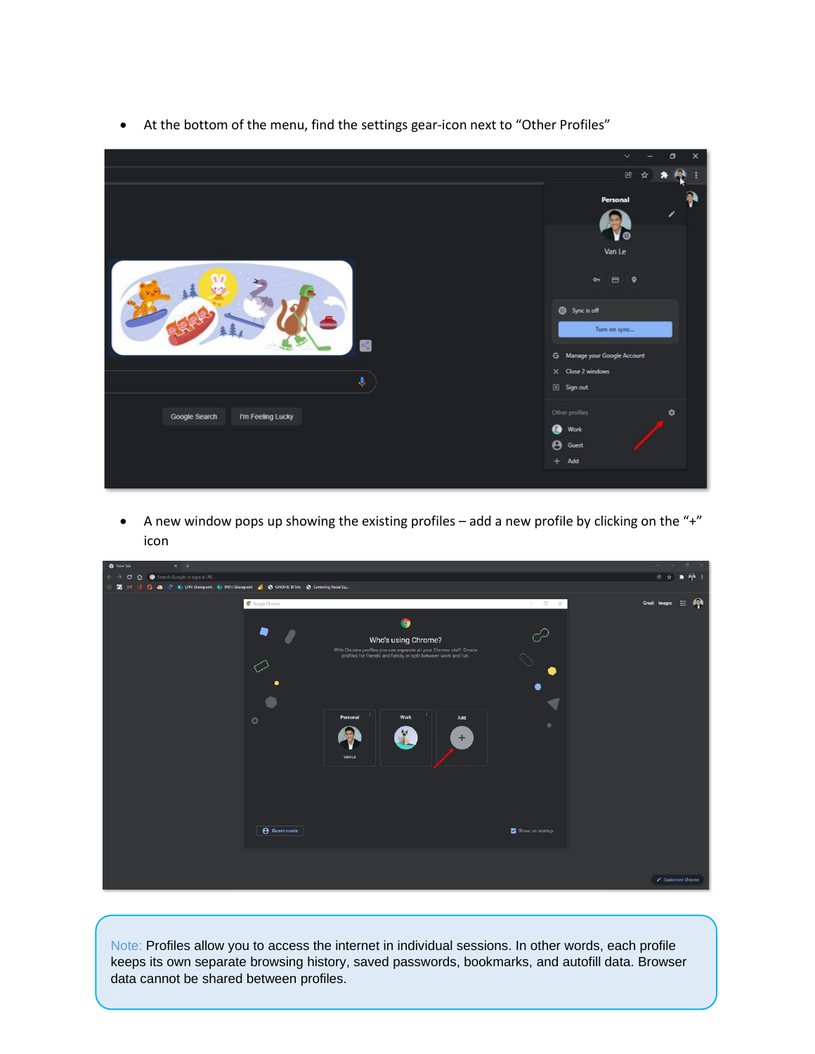- At the bottom of the menu, find the settings gear-icon next to "Other Profiles"

- A new window pops up showing the existing profiles – add a new profile by clicking on the "+" icon

> Note: Profiles allow you to access the internet in individual sessions. In other words, each profile keeps its own separate browsing history, saved passwords, bookmarks, and autofill data. Browser data cannot be shared between profiles.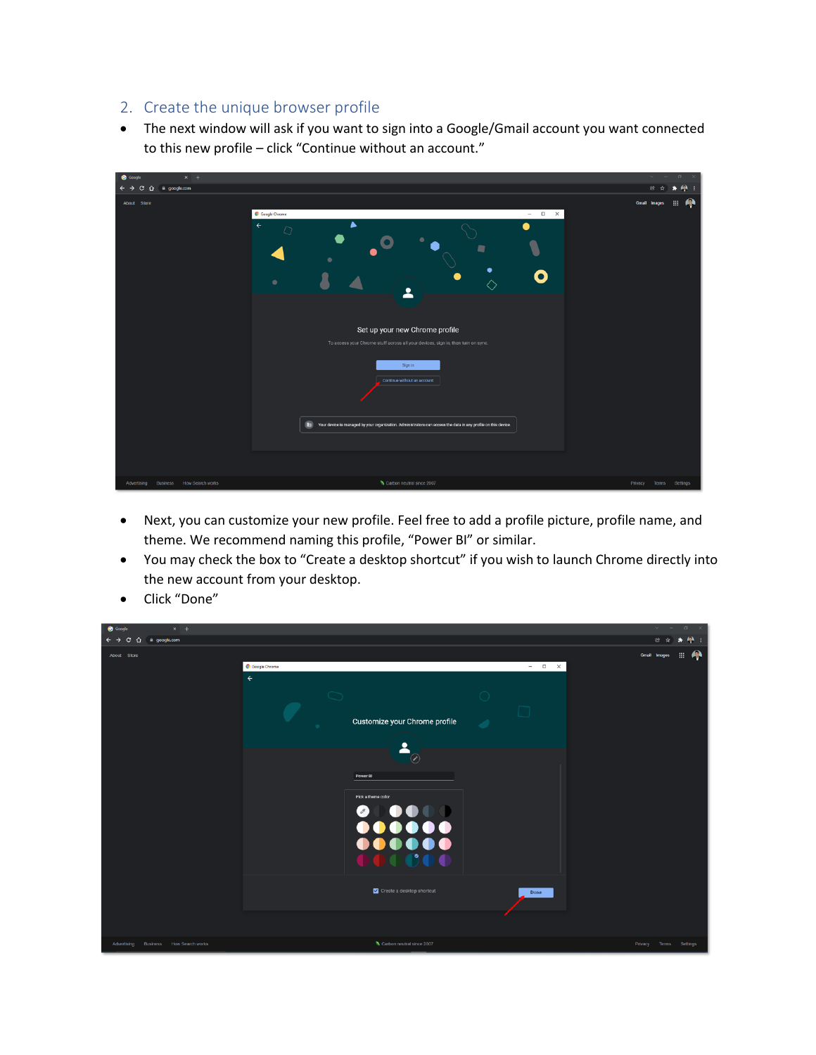## 2. Create the unique browser profile

- The next window will ask if you want to sign into a Google/Gmail account you want connected to this new profile – click "Continue without an account."

- Next, you can customize your new profile. Feel free to add a profile picture, profile name, and theme. We recommend naming this profile, "Power BI" or similar.
- You may check the box to "Create a desktop shortcut" if you wish to launch Chrome directly into the new account from your desktop.
- Click "Done"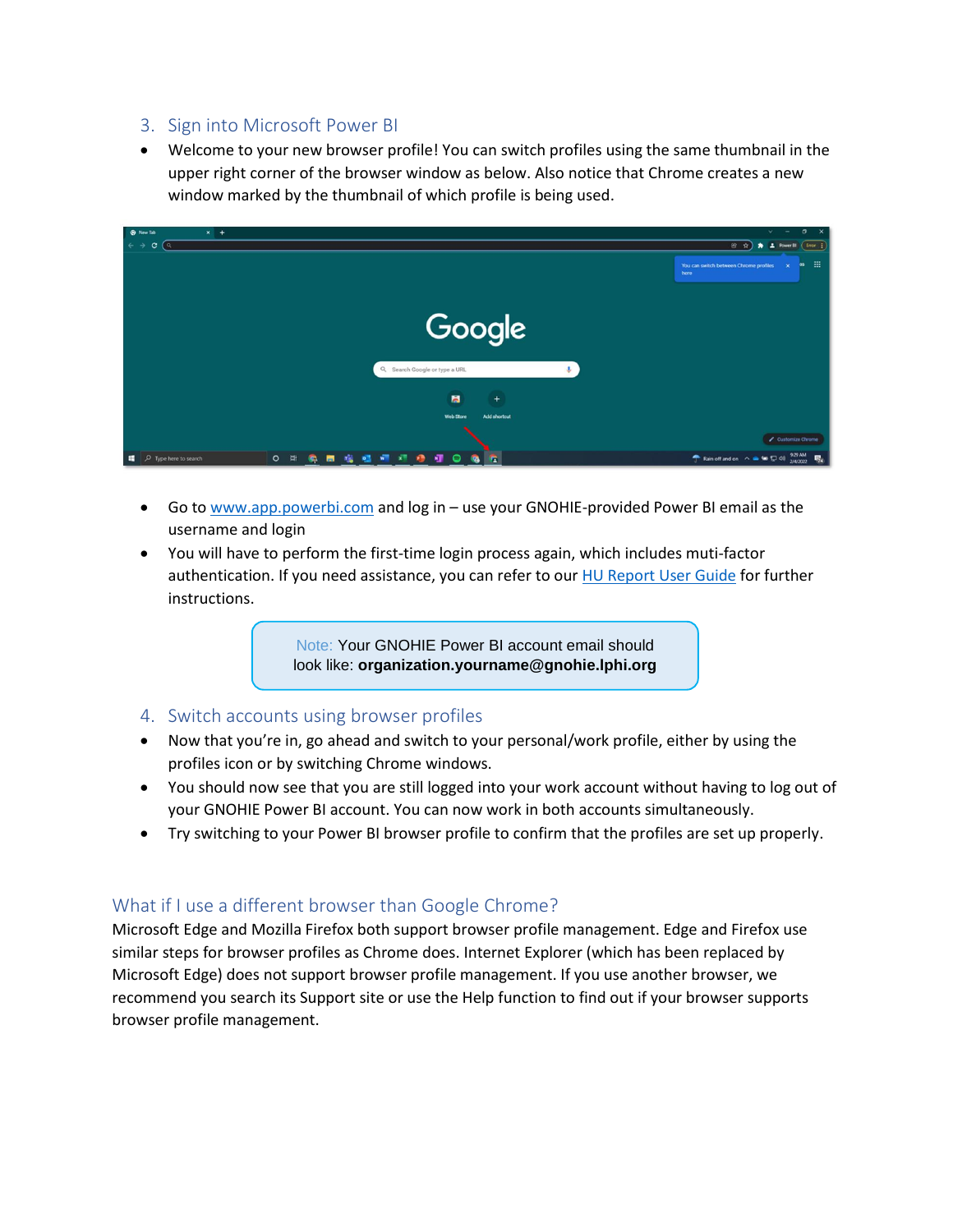### 3. Sign into Microsoft Power BI

- Welcome to your new browser profile! You can switch profiles using the same thumbnail in the upper right corner of the browser window as below. Also notice that Chrome creates a new window marked by the thumbnail of which profile is being used.

- Go to [www.app.powerbi.com](www.app.powerbi.com) and log in – use your GNOHIE-provided Power BI email as the username and login
- You will have to perform the first-time login process again, which includes muti-factor authentication. If you need assistance, you can refer to our [HU Report User Guide](HU Report User Guide) for further instructions.

> Note: Your GNOHIE Power BI account email should look like: **organization.yourname@gnohie.lphi.org**

### 4. Switch accounts using browser profiles

- Now that you're in, go ahead and switch to your personal/work profile, either by using the profiles icon or by switching Chrome windows.
- You should now see that you are still logged into your work account without having to log out of your GNOHIE Power BI account. You can now work in both accounts simultaneously.
- Try switching to your Power BI browser profile to confirm that the profiles are set up properly.

## What if I use a different browser than Google Chrome?

Microsoft Edge and Mozilla Firefox both support browser profile management. Edge and Firefox use similar steps for browser profiles as Chrome does. Internet Explorer (which has been replaced by Microsoft Edge) does not support browser profile management. If you use another browser, we recommend you search its Support site or use the Help function to find out if your browser supports browser profile management.